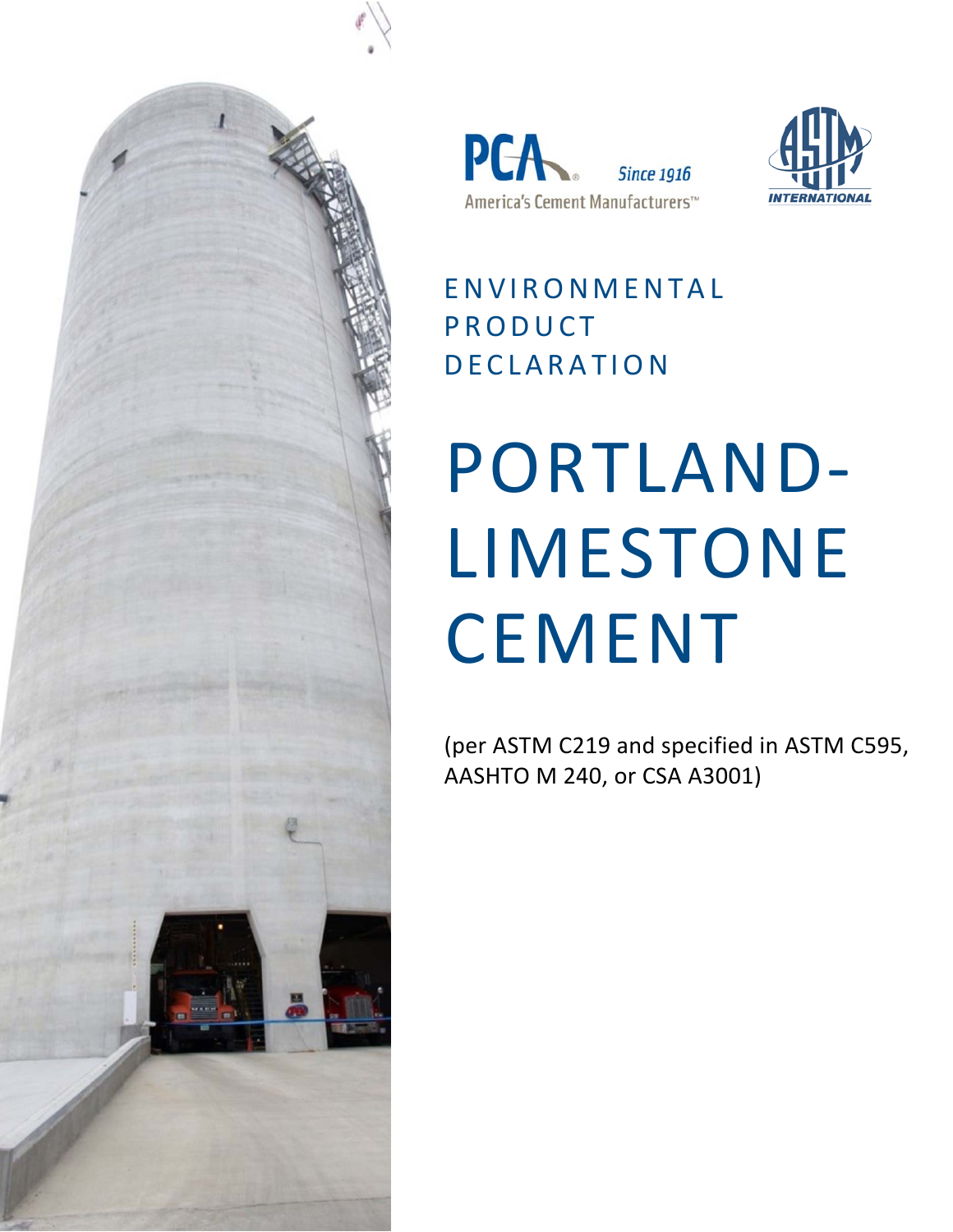PCA® Since 1916

America's Cement Manufacturers™

ASTM INTERNATIONAL

# ENVIRONMENTAL PRODUCT DECLARATION

# PORTLAND-LIMESTONE CEMENT

(per ASTM C219 and specified in ASTM C595, AASHTO M 240, or CSA A3001)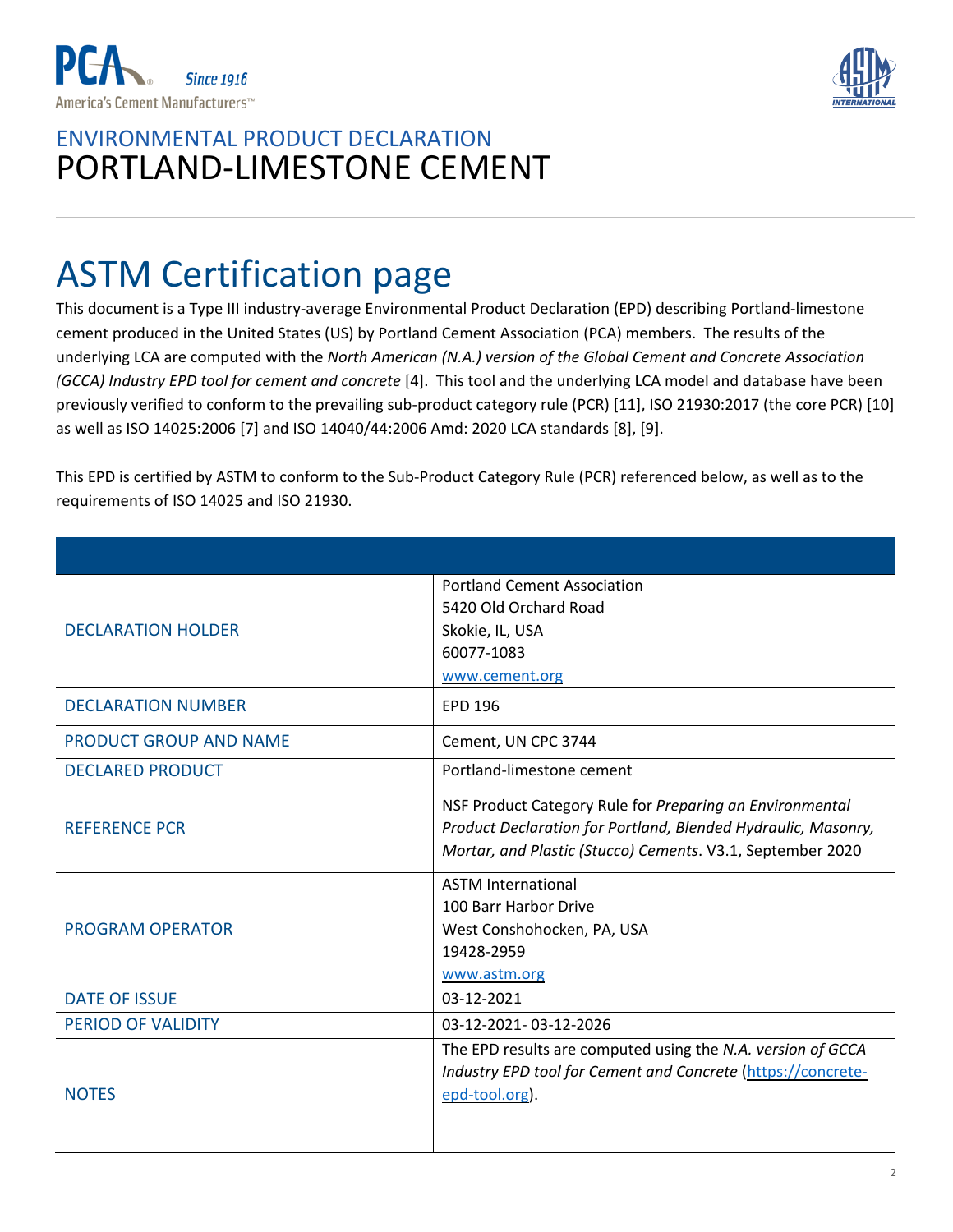ENVIRONMENTAL PRODUCT DECLARATION

# PORTLAND-LIMESTONE CEMENT

## ASTM Certification page

This document is a Type III industry-average Environmental Product Declaration (EPD) describing Portland-limestone cement produced in the United States (US) by Portland Cement Association (PCA) members. The results of the underlying LCA are computed with the *North American (N.A.) version of the Global Cement and Concrete Association (GCCA) Industry EPD tool for cement and concrete* [4]. This tool and the underlying LCA model and database have been previously verified to conform to the prevailing sub-product category rule (PCR) [11], ISO 21930:2017 (the core PCR) [10] as well as ISO 14025:2006 [7] and ISO 14040/44:2006 Amd: 2020 LCA standards [8], [9].

This EPD is certified by ASTM to conform to the Sub-Product Category Rule (PCR) referenced below, as well as to the requirements of ISO 14025 and ISO 21930.

| | |
|---|---|
| DECLARATION HOLDER | Portland Cement Association<br>5420 Old Orchard Road<br>Skokie, IL, USA<br>60077-1083<br>www.cement.org |
| DECLARATION NUMBER | EPD 196 |
| PRODUCT GROUP AND NAME | Cement, UN CPC 3744 |
| DECLARED PRODUCT | Portland-limestone cement |
| REFERENCE PCR | NSF Product Category Rule for *Preparing an Environmental Product Declaration for Portland, Blended Hydraulic, Masonry, Mortar, and Plastic (Stucco) Cements*. V3.1, September 2020 |
| PROGRAM OPERATOR | ASTM International<br>100 Barr Harbor Drive<br>West Conshohocken, PA, USA<br>19428-2959<br>www.astm.org |
| DATE OF ISSUE | 03-12-2021 |
| PERIOD OF VALIDITY | 03-12-2021- 03-12-2026 |
| NOTES | The EPD results are computed using the *N.A. version of GCCA Industry EPD tool for Cement and Concrete* (https://concrete-epd-tool.org). |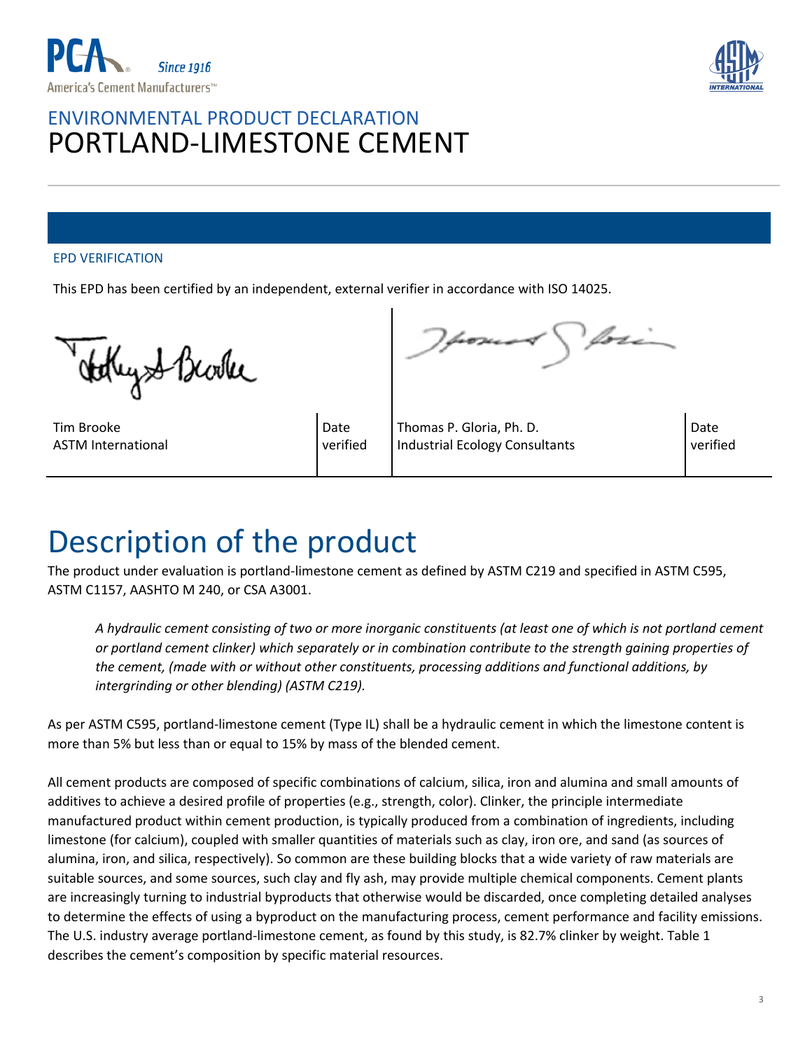ENVIRONMENTAL PRODUCT DECLARATION
# PORTLAND-LIMESTONE CEMENT

## EPD VERIFICATION

This EPD has been certified by an independent, external verifier in accordance with ISO 14025.

| Tim Brooke<br>ASTM International | Date verified | Thomas P. Gloria, Ph. D.<br>Industrial Ecology Consultants | Date verified |
|---|---|---|---|

# Description of the product

The product under evaluation is portland-limestone cement as defined by ASTM C219 and specified in ASTM C595, ASTM C1157, AASHTO M 240, or CSA A3001.

> *A hydraulic cement consisting of two or more inorganic constituents (at least one of which is not portland cement or portland cement clinker) which separately or in combination contribute to the strength gaining properties of the cement, (made with or without other constituents, processing additions and functional additions, by intergrinding or other blending) (ASTM C219).*

As per ASTM C595, portland-limestone cement (Type IL) shall be a hydraulic cement in which the limestone content is more than 5% but less than or equal to 15% by mass of the blended cement.

All cement products are composed of specific combinations of calcium, silica, iron and alumina and small amounts of additives to achieve a desired profile of properties (e.g., strength, color). Clinker, the principle intermediate manufactured product within cement production, is typically produced from a combination of ingredients, including limestone (for calcium), coupled with smaller quantities of materials such as clay, iron ore, and sand (as sources of alumina, iron, and silica, respectively). So common are these building blocks that a wide variety of raw materials are suitable sources, and some sources, such clay and fly ash, may provide multiple chemical components. Cement plants are increasingly turning to industrial byproducts that otherwise would be discarded, once completing detailed analyses to determine the effects of using a byproduct on the manufacturing process, cement performance and facility emissions. The U.S. industry average portland-limestone cement, as found by this study, is 82.7% clinker by weight. Table 1 describes the cement's composition by specific material resources.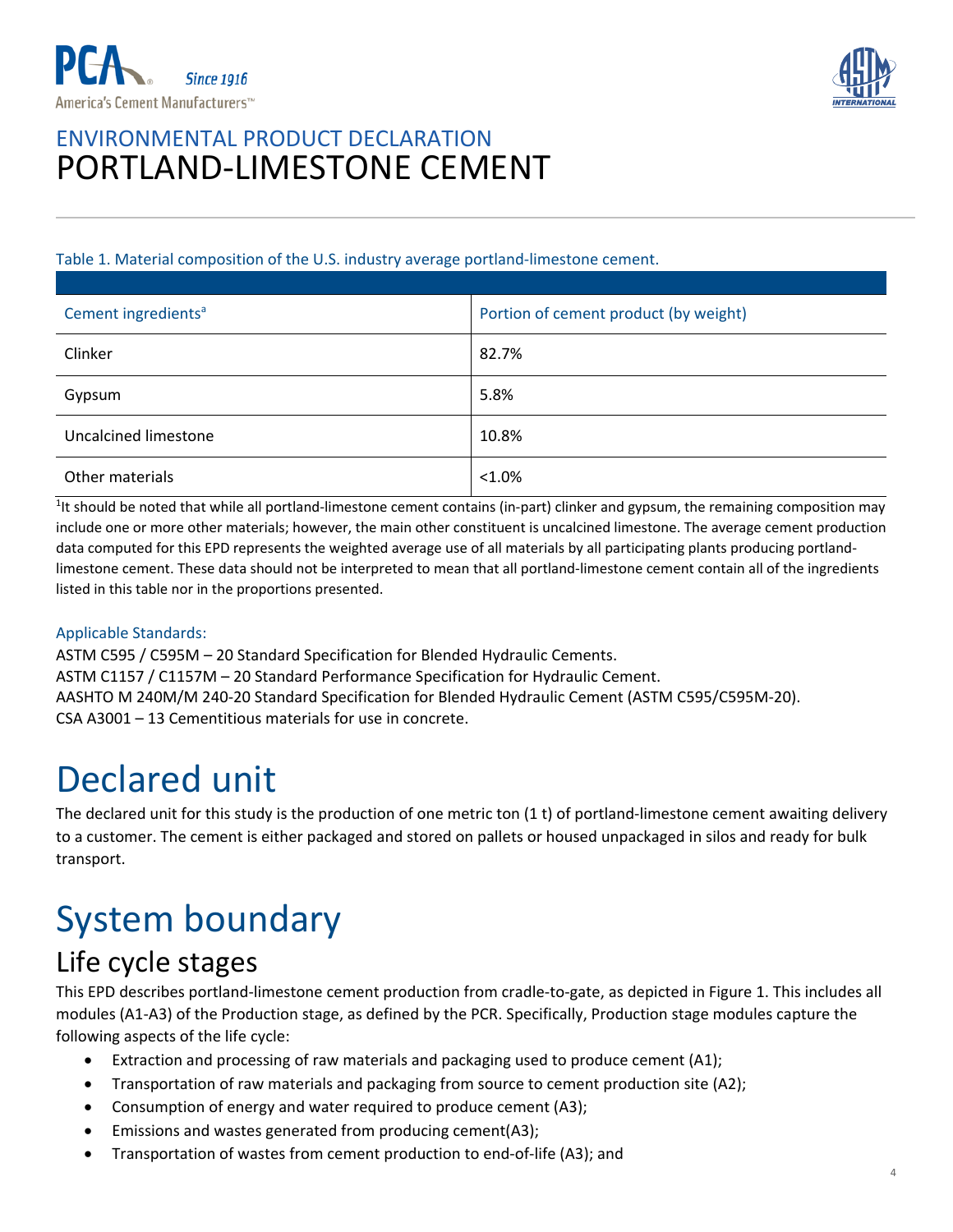PCA Since 1916
America's Cement Manufacturers™

# ENVIRONMENTAL PRODUCT DECLARATION
# PORTLAND-LIMESTONE CEMENT

Table 1. Material composition of the U.S. industry average portland-limestone cement.

| Cement ingredients[a] | Portion of cement product (by weight) |
|---|---|
| Clinker | 82.7% |
| Gypsum | 5.8% |
| Uncalcined limestone | 10.8% |
| Other materials | <1.0% |

[1]It should be noted that while all portland-limestone cement contains (in-part) clinker and gypsum, the remaining composition may include one or more other materials; however, the main other constituent is uncalcined limestone. The average cement production data computed for this EPD represents the weighted average use of all materials by all participating plants producing portland-limestone cement. These data should not be interpreted to mean that all portland-limestone cement contain all of the ingredients listed in this table nor in the proportions presented.

Applicable Standards:
ASTM C595 / C595M – 20 Standard Specification for Blended Hydraulic Cements.
ASTM C1157 / C1157M – 20 Standard Performance Specification for Hydraulic Cement.
AASHTO M 240M/M 240-20 Standard Specification for Blended Hydraulic Cement (ASTM C595/C595M-20).
CSA A3001 – 13 Cementitious materials for use in concrete.

# Declared unit

The declared unit for this study is the production of one metric ton (1 t) of portland-limestone cement awaiting delivery to a customer. The cement is either packaged and stored on pallets or housed unpackaged in silos and ready for bulk transport.

# System boundary

## Life cycle stages

This EPD describes portland-limestone cement production from cradle-to-gate, as depicted in Figure 1. This includes all modules (A1-A3) of the Production stage, as defined by the PCR. Specifically, Production stage modules capture the following aspects of the life cycle:

- Extraction and processing of raw materials and packaging used to produce cement (A1);
- Transportation of raw materials and packaging from source to cement production site (A2);
- Consumption of energy and water required to produce cement (A3);
- Emissions and wastes generated from producing cement(A3);
- Transportation of wastes from cement production to end-of-life (A3); and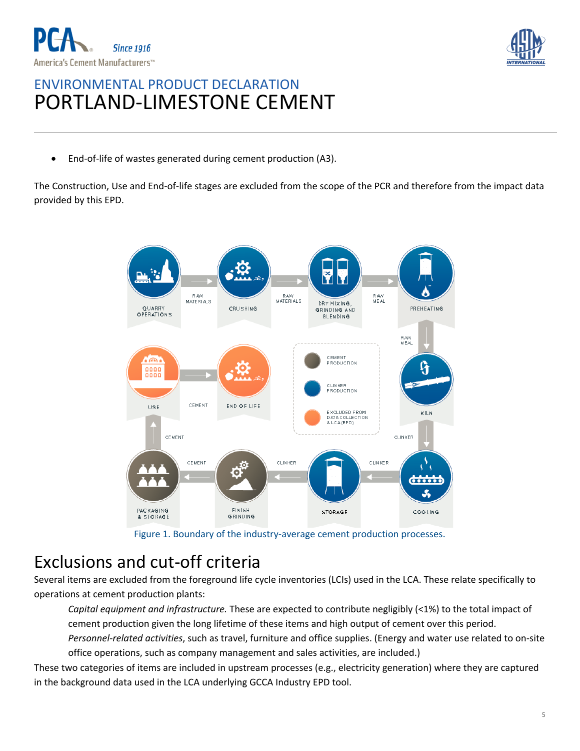- End-of-life of wastes generated during cement production (A3).

The Construction, Use and End-of-life stages are excluded from the scope of the PCR and therefore from the impact data provided by this EPD.

Figure 1. Boundary of the industry-average cement production processes.

## Exclusions and cut-off criteria

Several items are excluded from the foreground life cycle inventories (LCIs) used in the LCA. These relate specifically to operations at cement production plants:

*Capital equipment and infrastructure.* These are expected to contribute negligibly (<1%) to the total impact of cement production given the long lifetime of these items and high output of cement over this period.

*Personnel-related activities*, such as travel, furniture and office supplies. (Energy and water use related to on-site office operations, such as company management and sales activities, are included.)

These two categories of items are included in upstream processes (e.g., electricity generation) where they are captured in the background data used in the LCA underlying GCCA Industry EPD tool.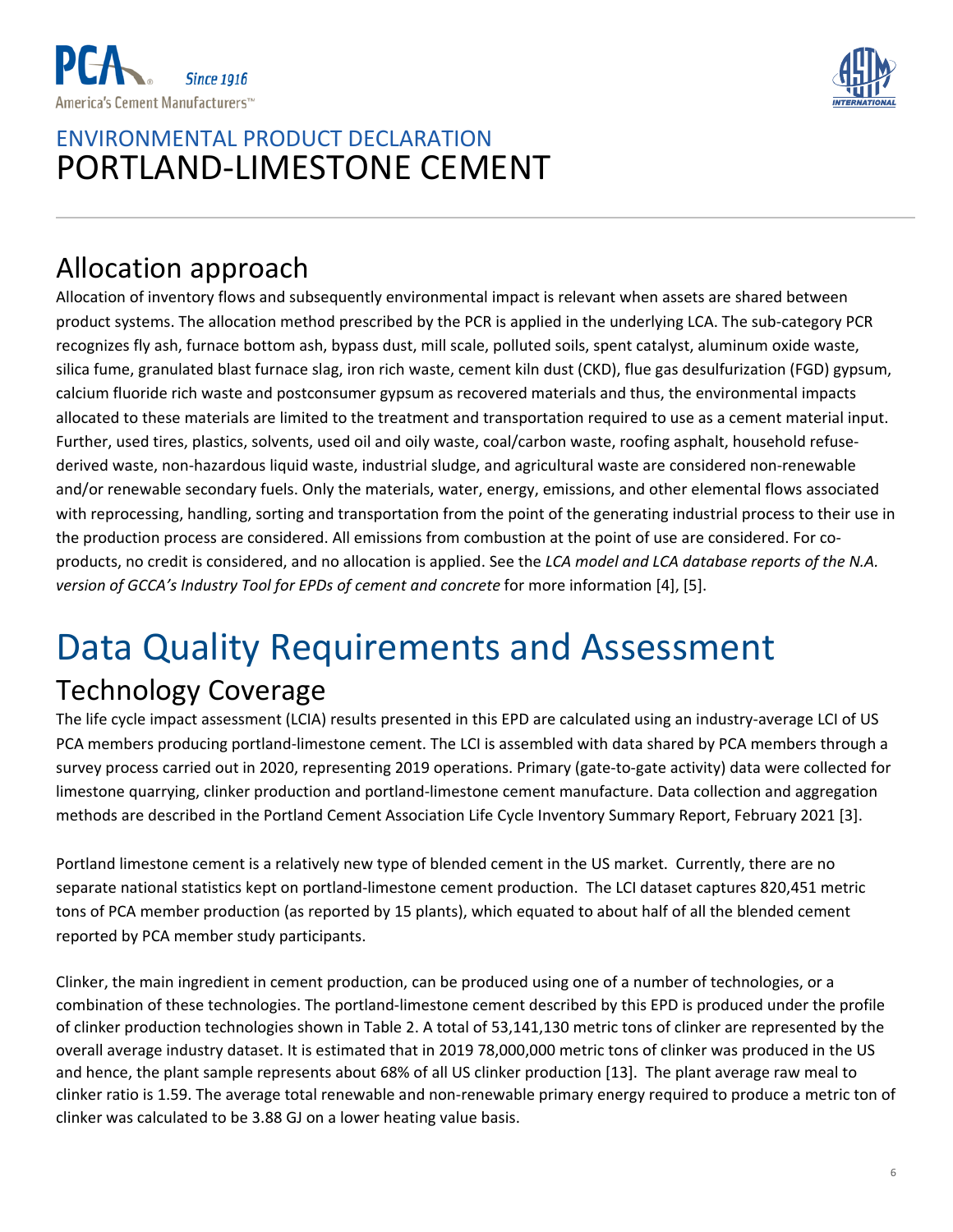## Allocation approach

Allocation of inventory flows and subsequently environmental impact is relevant when assets are shared between product systems. The allocation method prescribed by the PCR is applied in the underlying LCA. The sub-category PCR recognizes fly ash, furnace bottom ash, bypass dust, mill scale, polluted soils, spent catalyst, aluminum oxide waste, silica fume, granulated blast furnace slag, iron rich waste, cement kiln dust (CKD), flue gas desulfurization (FGD) gypsum, calcium fluoride rich waste and postconsumer gypsum as recovered materials and thus, the environmental impacts allocated to these materials are limited to the treatment and transportation required to use as a cement material input. Further, used tires, plastics, solvents, used oil and oily waste, coal/carbon waste, roofing asphalt, household refuse-derived waste, non-hazardous liquid waste, industrial sludge, and agricultural waste are considered non-renewable and/or renewable secondary fuels. Only the materials, water, energy, emissions, and other elemental flows associated with reprocessing, handling, sorting and transportation from the point of the generating industrial process to their use in the production process are considered. All emissions from combustion at the point of use are considered. For co-products, no credit is considered, and no allocation is applied. See the *LCA model and LCA database reports of the N.A. version of GCCA's Industry Tool for EPDs of cement and concrete* for more information [4], [5].

# Data Quality Requirements and Assessment

## Technology Coverage

The life cycle impact assessment (LCIA) results presented in this EPD are calculated using an industry-average LCI of US PCA members producing portland-limestone cement. The LCI is assembled with data shared by PCA members through a survey process carried out in 2020, representing 2019 operations. Primary (gate-to-gate activity) data were collected for limestone quarrying, clinker production and portland-limestone cement manufacture. Data collection and aggregation methods are described in the Portland Cement Association Life Cycle Inventory Summary Report, February 2021 [3].

Portland limestone cement is a relatively new type of blended cement in the US market. Currently, there are no separate national statistics kept on portland-limestone cement production. The LCI dataset captures 820,451 metric tons of PCA member production (as reported by 15 plants), which equated to about half of all the blended cement reported by PCA member study participants.

Clinker, the main ingredient in cement production, can be produced using one of a number of technologies, or a combination of these technologies. The portland-limestone cement described by this EPD is produced under the profile of clinker production technologies shown in Table 2. A total of 53,141,130 metric tons of clinker are represented by the overall average industry dataset. It is estimated that in 2019 78,000,000 metric tons of clinker was produced in the US and hence, the plant sample represents about 68% of all US clinker production [13]. The plant average raw meal to clinker ratio is 1.59. The average total renewable and non-renewable primary energy required to produce a metric ton of clinker was calculated to be 3.88 GJ on a lower heating value basis.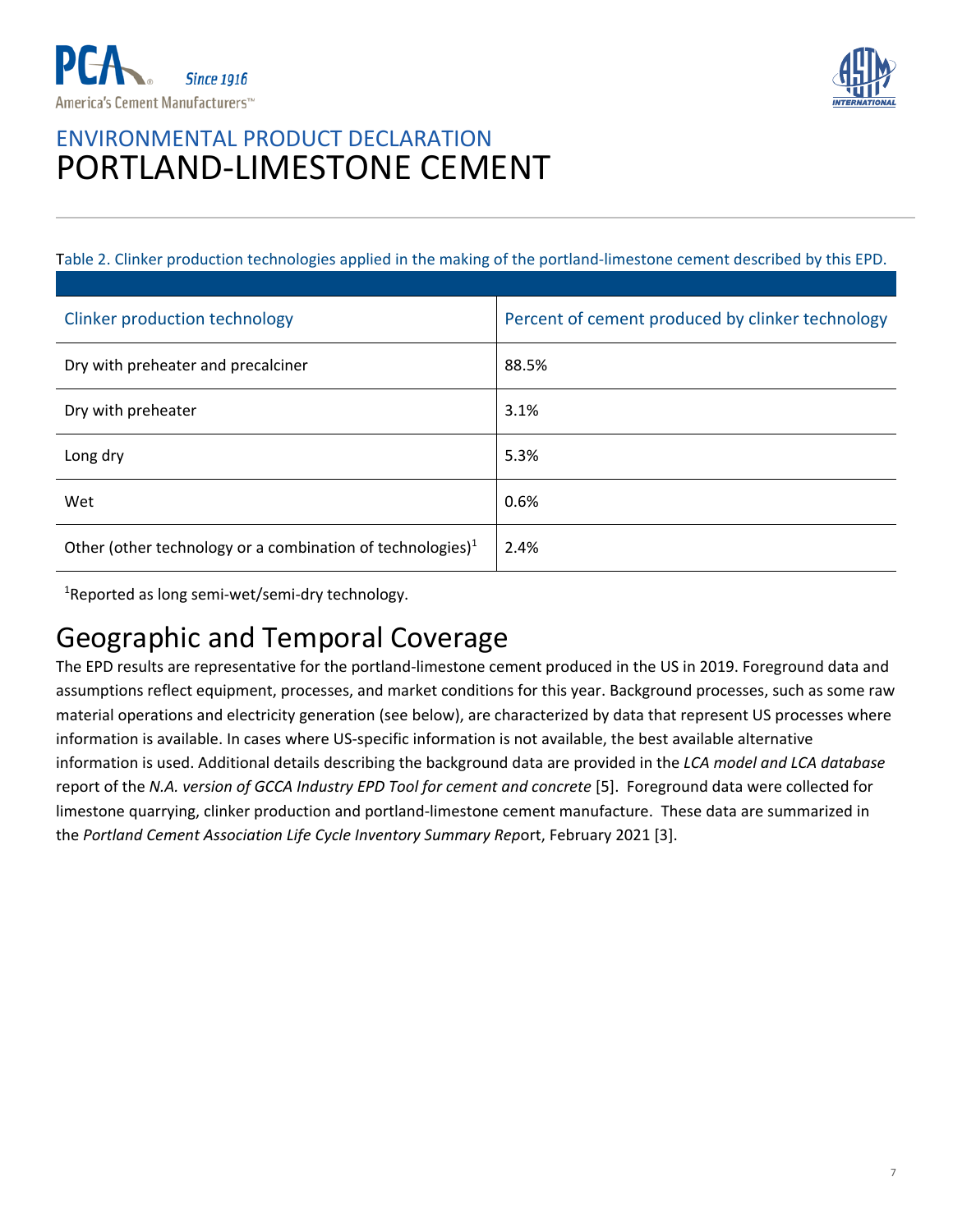Table 2. Clinker production technologies applied in the making of the portland-limestone cement described by this EPD.

| Clinker production technology | Percent of cement produced by clinker technology |
| --- | --- |
| Dry with preheater and precalciner | 88.5% |
| Dry with preheater | 3.1% |
| Long dry | 5.3% |
| Wet | 0.6% |
| Other (other technology or a combination of technologies)[1] | 2.4% |

[1]Reported as long semi-wet/semi-dry technology.

## Geographic and Temporal Coverage

The EPD results are representative for the portland-limestone cement produced in the US in 2019. Foreground data and assumptions reflect equipment, processes, and market conditions for this year. Background processes, such as some raw material operations and electricity generation (see below), are characterized by data that represent US processes where information is available. In cases where US-specific information is not available, the best available alternative information is used. Additional details describing the background data are provided in the *LCA model and LCA database* report of the *N.A. version of GCCA Industry EPD Tool for cement and concrete* [5]. Foreground data were collected for limestone quarrying, clinker production and portland-limestone cement manufacture. These data are summarized in the *Portland Cement Association Life Cycle Inventory Summary Report*, February 2021 [3].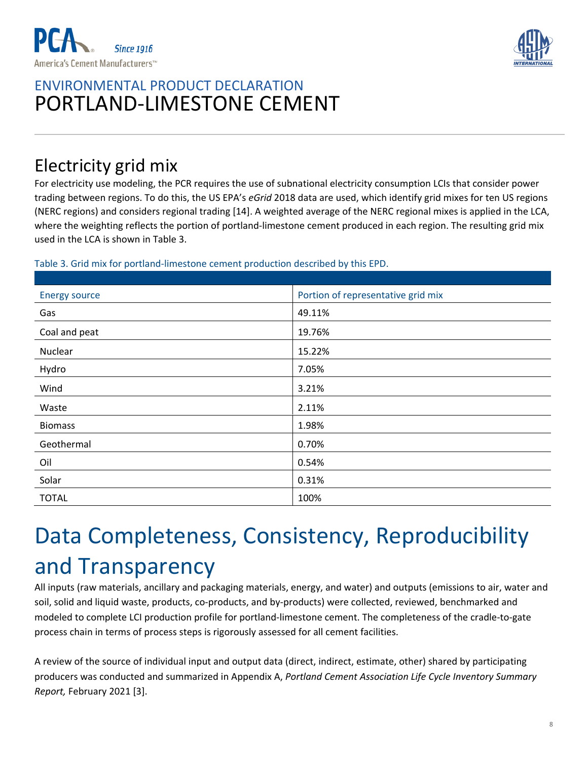## Electricity grid mix

For electricity use modeling, the PCR requires the use of subnational electricity consumption LCIs that consider power trading between regions. To do this, the US EPA's *eGrid* 2018 data are used, which identify grid mixes for ten US regions (NERC regions) and considers regional trading [14]. A weighted average of the NERC regional mixes is applied in the LCA, where the weighting reflects the portion of portland-limestone cement produced in each region. The resulting grid mix used in the LCA is shown in Table 3.

Table 3. Grid mix for portland-limestone cement production described by this EPD.

| Energy source | Portion of representative grid mix |
|---|---|
| Gas | 49.11% |
| Coal and peat | 19.76% |
| Nuclear | 15.22% |
| Hydro | 7.05% |
| Wind | 3.21% |
| Waste | 2.11% |
| Biomass | 1.98% |
| Geothermal | 0.70% |
| Oil | 0.54% |
| Solar | 0.31% |
| TOTAL | 100% |

# Data Completeness, Consistency, Reproducibility and Transparency

All inputs (raw materials, ancillary and packaging materials, energy, and water) and outputs (emissions to air, water and soil, solid and liquid waste, products, co-products, and by-products) were collected, reviewed, benchmarked and modeled to complete LCI production profile for portland-limestone cement. The completeness of the cradle-to-gate process chain in terms of process steps is rigorously assessed for all cement facilities.

A review of the source of individual input and output data (direct, indirect, estimate, other) shared by participating producers was conducted and summarized in Appendix A, *Portland Cement Association Life Cycle Inventory Summary Report,* February 2021 [3].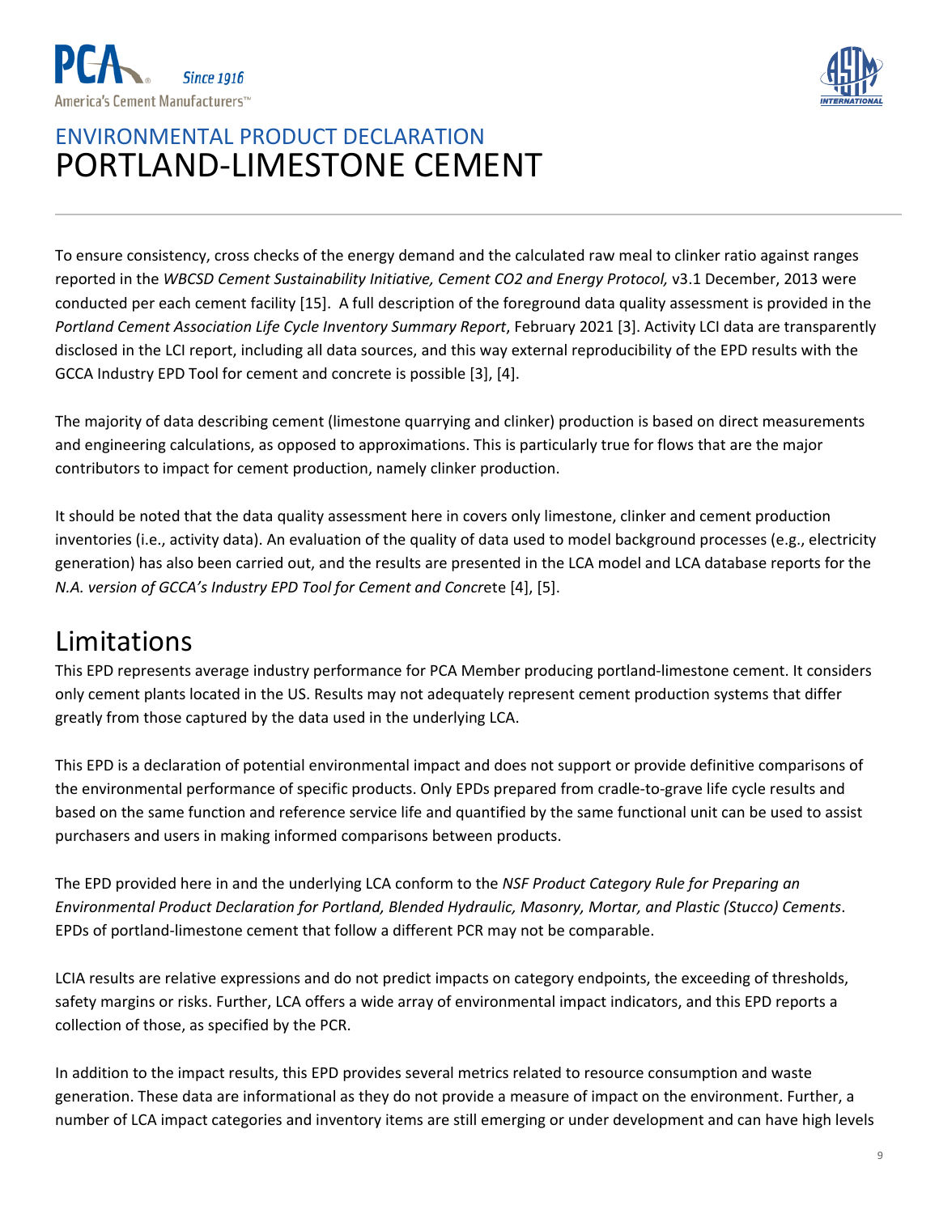To ensure consistency, cross checks of the energy demand and the calculated raw meal to clinker ratio against ranges reported in the *WBCSD Cement Sustainability Initiative, Cement CO2 and Energy Protocol,* v3.1 December, 2013 were conducted per each cement facility [15]. A full description of the foreground data quality assessment is provided in the *Portland Cement Association Life Cycle Inventory Summary Report*, February 2021 [3]. Activity LCI data are transparently disclosed in the LCI report, including all data sources, and this way external reproducibility of the EPD results with the GCCA Industry EPD Tool for cement and concrete is possible [3], [4].

The majority of data describing cement (limestone quarrying and clinker) production is based on direct measurements and engineering calculations, as opposed to approximations. This is particularly true for flows that are the major contributors to impact for cement production, namely clinker production.

It should be noted that the data quality assessment here in covers only limestone, clinker and cement production inventories (i.e., activity data). An evaluation of the quality of data used to model background processes (e.g., electricity generation) has also been carried out, and the results are presented in the LCA model and LCA database reports for the *N.A. version of GCCA's Industry EPD Tool for Cement and Concre*te [4], [5].

# Limitations

This EPD represents average industry performance for PCA Member producing portland-limestone cement. It considers only cement plants located in the US. Results may not adequately represent cement production systems that differ greatly from those captured by the data used in the underlying LCA.

This EPD is a declaration of potential environmental impact and does not support or provide definitive comparisons of the environmental performance of specific products. Only EPDs prepared from cradle-to-grave life cycle results and based on the same function and reference service life and quantified by the same functional unit can be used to assist purchasers and users in making informed comparisons between products.

The EPD provided here in and the underlying LCA conform to the *NSF Product Category Rule for Preparing an Environmental Product Declaration for Portland, Blended Hydraulic, Masonry, Mortar, and Plastic (Stucco) Cements*. EPDs of portland-limestone cement that follow a different PCR may not be comparable.

LCIA results are relative expressions and do not predict impacts on category endpoints, the exceeding of thresholds, safety margins or risks. Further, LCA offers a wide array of environmental impact indicators, and this EPD reports a collection of those, as specified by the PCR.

In addition to the impact results, this EPD provides several metrics related to resource consumption and waste generation. These data are informational as they do not provide a measure of impact on the environment. Further, a number of LCA impact categories and inventory items are still emerging or under development and can have high levels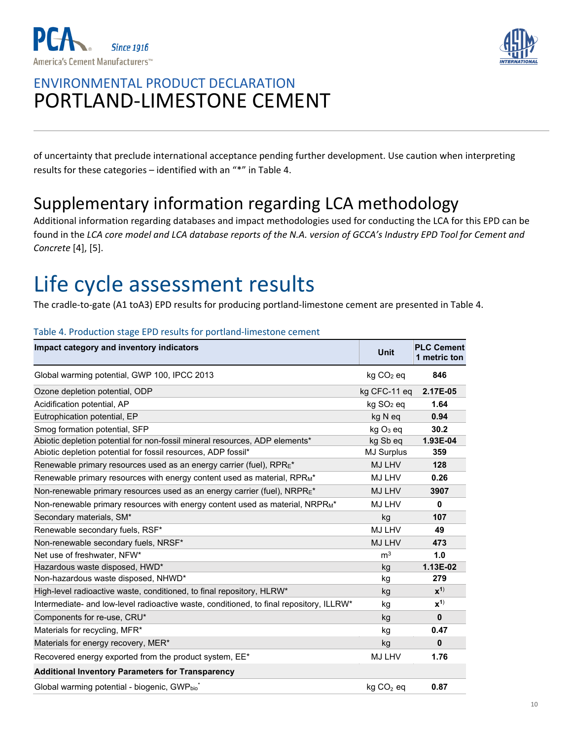of uncertainty that preclude international acceptance pending further development. Use caution when interpreting results for these categories – identified with an "*" in Table 4.

## Supplementary information regarding LCA methodology

Additional information regarding databases and impact methodologies used for conducting the LCA for this EPD can be found in the *LCA core model and LCA database reports of the N.A. version of GCCA's Industry EPD Tool for Cement and Concrete* [4], [5].

# Life cycle assessment results

The cradle-to-gate (A1 toA3) EPD results for producing portland-limestone cement are presented in Table 4.

Table 4. Production stage EPD results for portland-limestone cement

| Impact category and inventory indicators | Unit | PLC Cement 1 metric ton |
|---|---|---|
| Global warming potential, GWP 100, IPCC 2013 | kg $CO_2$ eq | **846** |
| Ozone depletion potential, ODP | kg CFC-11 eq | **2.17E-05** |
| Acidification potential, AP | kg $SO_2$ eq | **1.64** |
| Eutrophication potential, EP | kg N eq | **0.94** |
| Smog formation potential, SFP | kg $O_3$ eq | **30.2** |
| Abiotic depletion potential for non-fossil mineral resources, ADP elements* | kg Sb eq | **1.93E-04** |
| Abiotic depletion potential for fossil resources, ADP fossil* | MJ Surplus | **359** |
| Renewable primary resources used as an energy carrier (fuel), $RPR_E$* | MJ LHV | **128** |
| Renewable primary resources with energy content used as material, $RPR_M$* | MJ LHV | **0.26** |
| Non-renewable primary resources used as an energy carrier (fuel), $NRPR_E$* | MJ LHV | **3907** |
| Non-renewable primary resources with energy content used as material, $NRPR_M$* | MJ LHV | **0** |
| Secondary materials, SM* | kg | **107** |
| Renewable secondary fuels, RSF* | MJ LHV | **49** |
| Non-renewable secondary fuels, NRSF* | MJ LHV | **473** |
| Net use of freshwater, NFW* | $m^3$ | **1.0** |
| Hazardous waste disposed, HWD* | kg | **1.13E-02** |
| Non-hazardous waste disposed, NHWD* | kg | **279** |
| High-level radioactive waste, conditioned, to final repository, HLRW* | kg | **x**[1)] |
| Intermediate- and low-level radioactive waste, conditioned, to final repository, ILLRW* | kg | **x**[1)] |
| Components for re-use, CRU* | kg | **0** |
| Materials for recycling, MFR* | kg | **0.47** |
| Materials for energy recovery, MER* | kg | **0** |
| Recovered energy exported from the product system, EE* | MJ LHV | **1.76** |
| **Additional Inventory Parameters for Transparency** | | |
| Global warming potential - biogenic, $GWP_{bio}$* | kg $CO_2$ eq | **0.87** |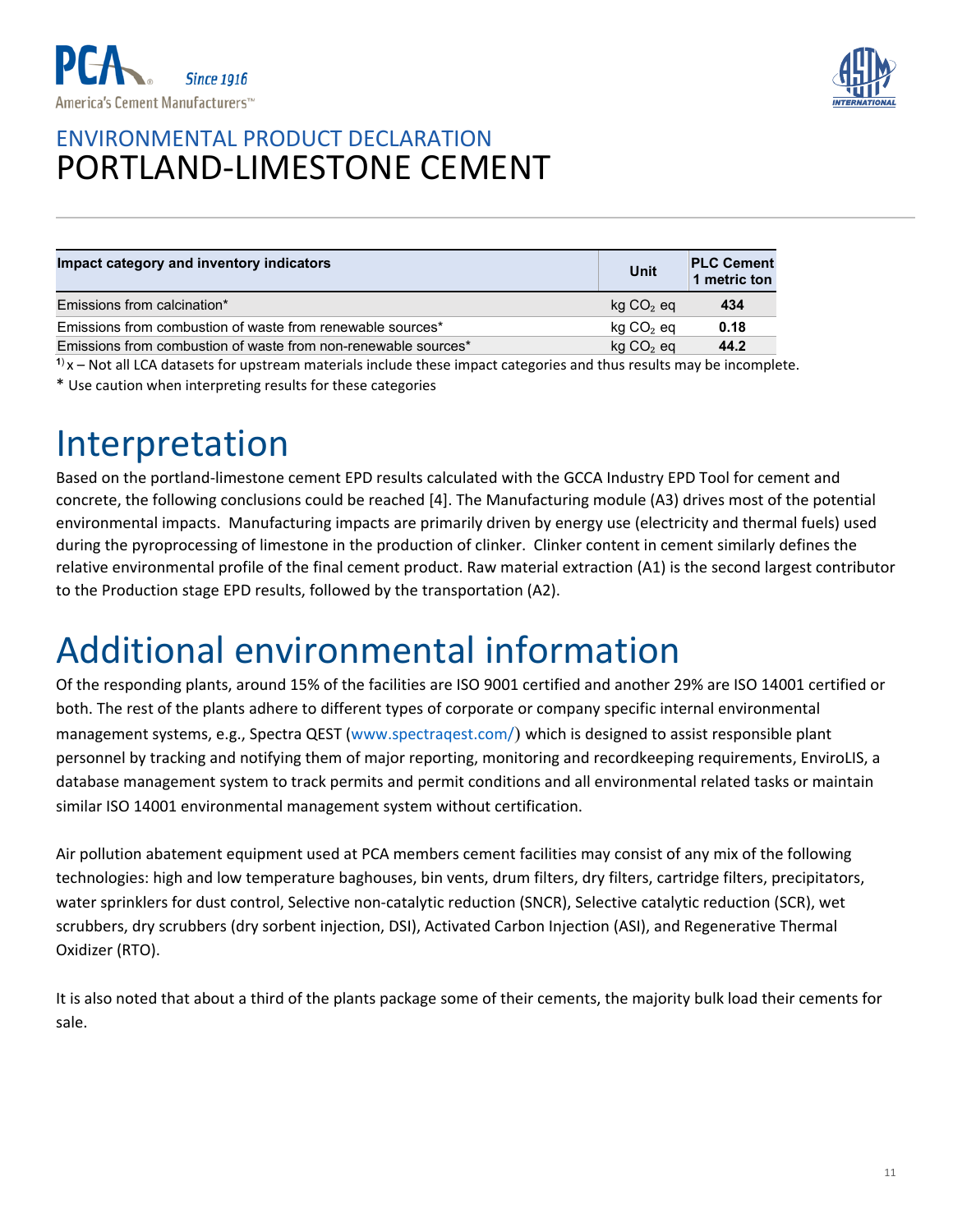ENVIRONMENTAL PRODUCT DECLARATION

# PORTLAND-LIMESTONE CEMENT

| Impact category and inventory indicators | Unit | PLC Cement 1 metric ton |
|---|---|---|
| Emissions from calcination* | kg $CO_2$ eq | **434** |
| Emissions from combustion of waste from renewable sources* | kg $CO_2$ eq | **0.18** |
| Emissions from combustion of waste from non-renewable sources* | kg $CO_2$ eq | **44.2** |

[1)] x – Not all LCA datasets for upstream materials include these impact categories and thus results may be incomplete.

* Use caution when interpreting results for these categories

# Interpretation

Based on the portland-limestone cement EPD results calculated with the GCCA Industry EPD Tool for cement and concrete, the following conclusions could be reached [4]. The Manufacturing module (A3) drives most of the potential environmental impacts. Manufacturing impacts are primarily driven by energy use (electricity and thermal fuels) used during the pyroprocessing of limestone in the production of clinker. Clinker content in cement similarly defines the relative environmental profile of the final cement product. Raw material extraction (A1) is the second largest contributor to the Production stage EPD results, followed by the transportation (A2).

# Additional environmental information

Of the responding plants, around 15% of the facilities are ISO 9001 certified and another 29% are ISO 14001 certified or both. The rest of the plants adhere to different types of corporate or company specific internal environmental management systems, e.g., Spectra QEST (www.spectraqest.com/) which is designed to assist responsible plant personnel by tracking and notifying them of major reporting, monitoring and recordkeeping requirements, EnviroLIS, a database management system to track permits and permit conditions and all environmental related tasks or maintain similar ISO 14001 environmental management system without certification.

Air pollution abatement equipment used at PCA members cement facilities may consist of any mix of the following technologies: high and low temperature baghouses, bin vents, drum filters, dry filters, cartridge filters, precipitators, water sprinklers for dust control, Selective non-catalytic reduction (SNCR), Selective catalytic reduction (SCR), wet scrubbers, dry scrubbers (dry sorbent injection, DSI), Activated Carbon Injection (ASI), and Regenerative Thermal Oxidizer (RTO).

It is also noted that about a third of the plants package some of their cements, the majority bulk load their cements for sale.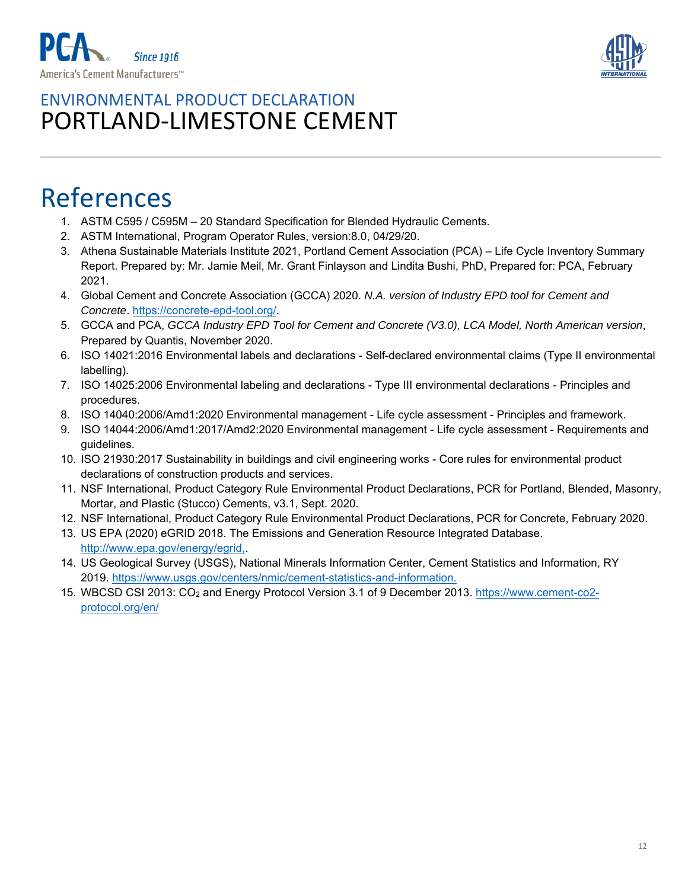# ENVIRONMENTAL PRODUCT DECLARATION
# PORTLAND-LIMESTONE CEMENT

## References

1. ASTM C595 / C595M – 20 Standard Specification for Blended Hydraulic Cements.
2. ASTM International, Program Operator Rules, version:8.0, 04/29/20.
3. Athena Sustainable Materials Institute 2021, Portland Cement Association (PCA) – Life Cycle Inventory Summary Report. Prepared by: Mr. Jamie Meil, Mr. Grant Finlayson and Lindita Bushi, PhD, Prepared for: PCA, February 2021.
4. Global Cement and Concrete Association (GCCA) 2020. *N.A. version of Industry EPD tool for Cement and Concrete*. https://concrete-epd-tool.org/.
5. GCCA and PCA, *GCCA Industry EPD Tool for Cement and Concrete (V3.0), LCA Model, North American version*, Prepared by Quantis, November 2020.
6. ISO 14021:2016 Environmental labels and declarations - Self-declared environmental claims (Type II environmental labelling).
7. ISO 14025:2006 Environmental labeling and declarations - Type III environmental declarations - Principles and procedures.
8. ISO 14040:2006/Amd1:2020 Environmental management - Life cycle assessment - Principles and framework.
9. ISO 14044:2006/Amd1:2017/Amd2:2020 Environmental management - Life cycle assessment - Requirements and guidelines.
10. ISO 21930:2017 Sustainability in buildings and civil engineering works - Core rules for environmental product declarations of construction products and services.
11. NSF International, Product Category Rule Environmental Product Declarations, PCR for Portland, Blended, Masonry, Mortar, and Plastic (Stucco) Cements, v3.1, Sept. 2020.
12. NSF International, Product Category Rule Environmental Product Declarations, PCR for Concrete, February 2020.
13. US EPA (2020) eGRID 2018. The Emissions and Generation Resource Integrated Database. http://www.epa.gov/energy/egrid,.
14. US Geological Survey (USGS), National Minerals Information Center, Cement Statistics and Information, RY 2019. https://www.usgs.gov/centers/nmic/cement-statistics-and-information.
15. WBCSD CSI 2013: $CO_2$ and Energy Protocol Version 3.1 of 9 December 2013. https://www.cement-co2-protocol.org/en/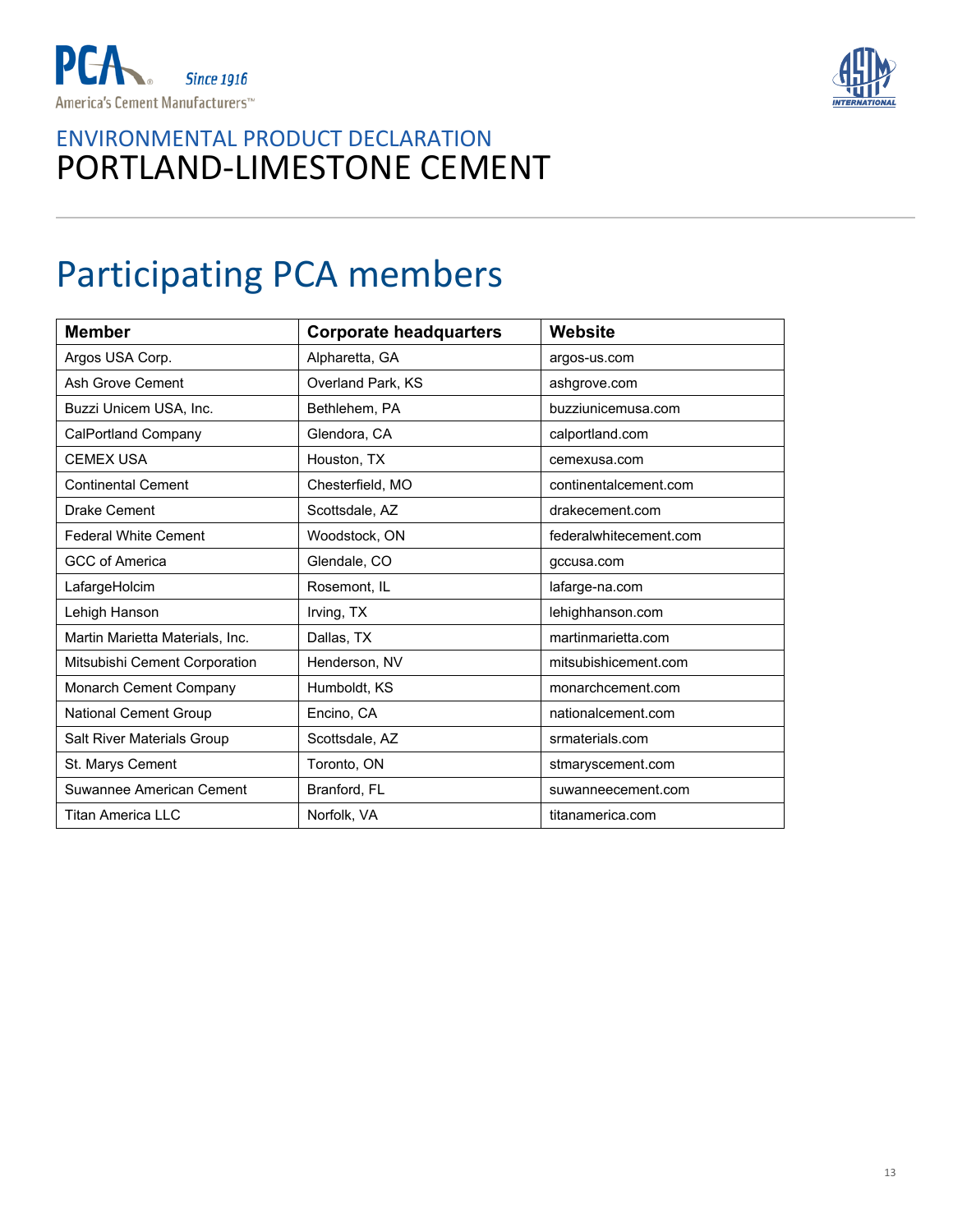ENVIRONMENTAL PRODUCT DECLARATION

# PORTLAND-LIMESTONE CEMENT

## Participating PCA members

| Member | Corporate headquarters | Website |
|---|---|---|
| Argos USA Corp. | Alpharetta, GA | argos-us.com |
| Ash Grove Cement | Overland Park, KS | ashgrove.com |
| Buzzi Unicem USA, Inc. | Bethlehem, PA | buzziunicemusa.com |
| CalPortland Company | Glendora, CA | calportland.com |
| CEMEX USA | Houston, TX | cemexusa.com |
| Continental Cement | Chesterfield, MO | continentalcement.com |
| Drake Cement | Scottsdale, AZ | drakecement.com |
| Federal White Cement | Woodstock, ON | federalwhitecement.com |
| GCC of America | Glendale, CO | gccusa.com |
| LafargeHolcim | Rosemont, IL | lafarge-na.com |
| Lehigh Hanson | Irving, TX | lehighhanson.com |
| Martin Marietta Materials, Inc. | Dallas, TX | martinmarietta.com |
| Mitsubishi Cement Corporation | Henderson, NV | mitsubishicement.com |
| Monarch Cement Company | Humboldt, KS | monarchcement.com |
| National Cement Group | Encino, CA | nationalcement.com |
| Salt River Materials Group | Scottsdale, AZ | srmaterials.com |
| St. Marys Cement | Toronto, ON | stmaryscement.com |
| Suwannee American Cement | Branford, FL | suwanneecement.com |
| Titan America LLC | Norfolk, VA | titanamerica.com |